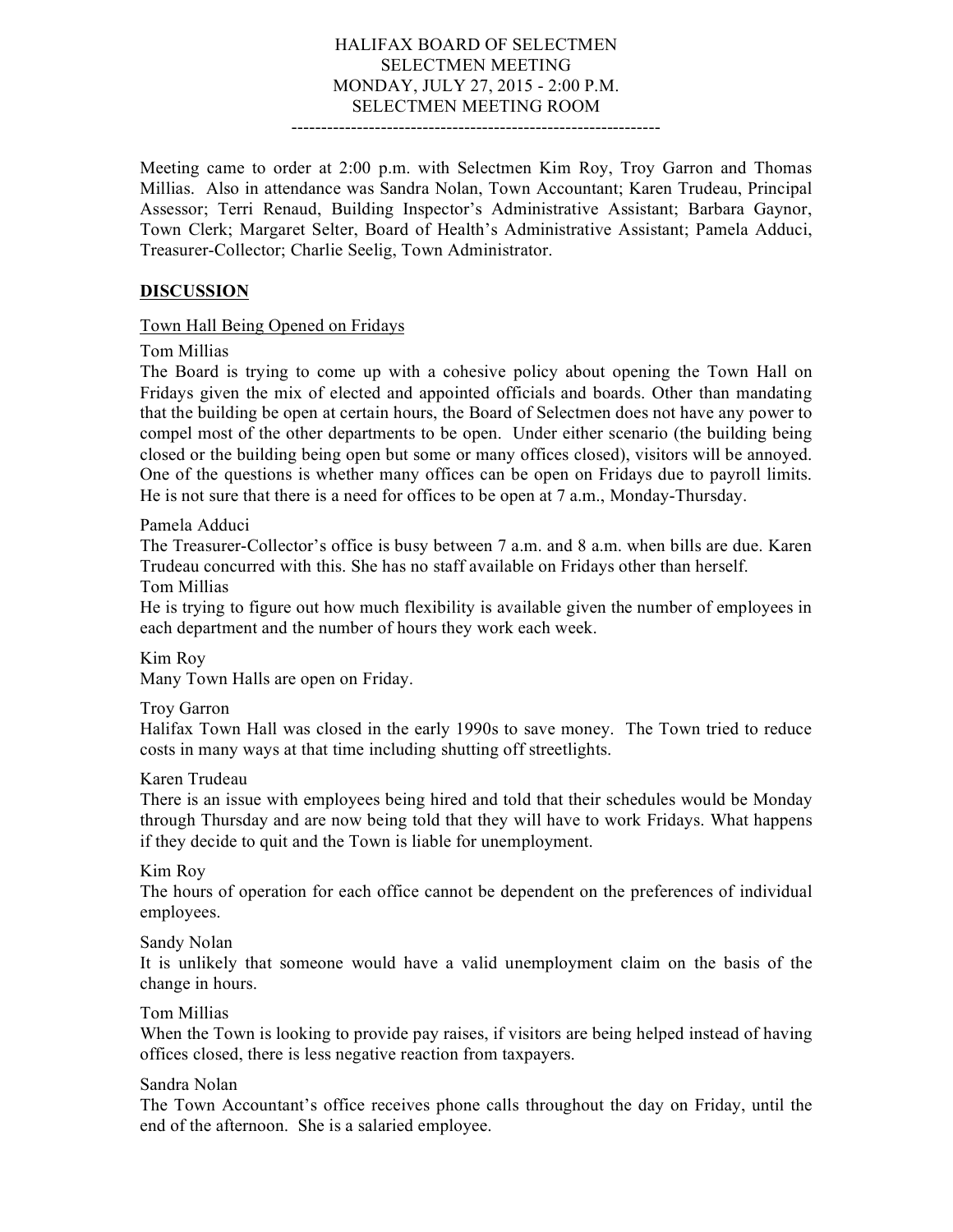# HALIFAX BOARD OF SELECTMEN
## SELECTMEN MEETING
## MONDAY, JULY 27, 2015 - 2:00 P.M.
## SELECTMEN MEETING ROOM

---

Meeting came to order at 2:00 p.m. with Selectmen Kim Roy, Troy Garron and Thomas Millias. Also in attendance was Sandra Nolan, Town Accountant; Karen Trudeau, Principal Assessor; Terri Renaud, Building Inspector's Administrative Assistant; Barbara Gaynor, Town Clerk; Margaret Selter, Board of Health's Administrative Assistant; Pamela Adduci, Treasurer-Collector; Charlie Seelig, Town Administrator.

### DISCUSSION

Town Hall Being Opened on Fridays

Tom Millias

The Board is trying to come up with a cohesive policy about opening the Town Hall on Fridays given the mix of elected and appointed officials and boards. Other than mandating that the building be open at certain hours, the Board of Selectmen does not have any power to compel most of the other departments to be open. Under either scenario (the building being closed or the building being open but some or many offices closed), visitors will be annoyed. One of the questions is whether many offices can be open on Fridays due to payroll limits. He is not sure that there is a need for offices to be open at 7 a.m., Monday-Thursday.

Pamela Adduci

The Treasurer-Collector's office is busy between 7 a.m. and 8 a.m. when bills are due. Karen Trudeau concurred with this. She has no staff available on Fridays other than herself.

Tom Millias

He is trying to figure out how much flexibility is available given the number of employees in each department and the number of hours they work each week.

Kim Roy

Many Town Halls are open on Friday.

Troy Garron

Halifax Town Hall was closed in the early 1990s to save money. The Town tried to reduce costs in many ways at that time including shutting off streetlights.

Karen Trudeau

There is an issue with employees being hired and told that their schedules would be Monday through Thursday and are now being told that they will have to work Fridays. What happens if they decide to quit and the Town is liable for unemployment.

Kim Roy

The hours of operation for each office cannot be dependent on the preferences of individual employees.

Sandy Nolan

It is unlikely that someone would have a valid unemployment claim on the basis of the change in hours.

Tom Millias

When the Town is looking to provide pay raises, if visitors are being helped instead of having offices closed, there is less negative reaction from taxpayers.

Sandra Nolan

The Town Accountant's office receives phone calls throughout the day on Friday, until the end of the afternoon. She is a salaried employee.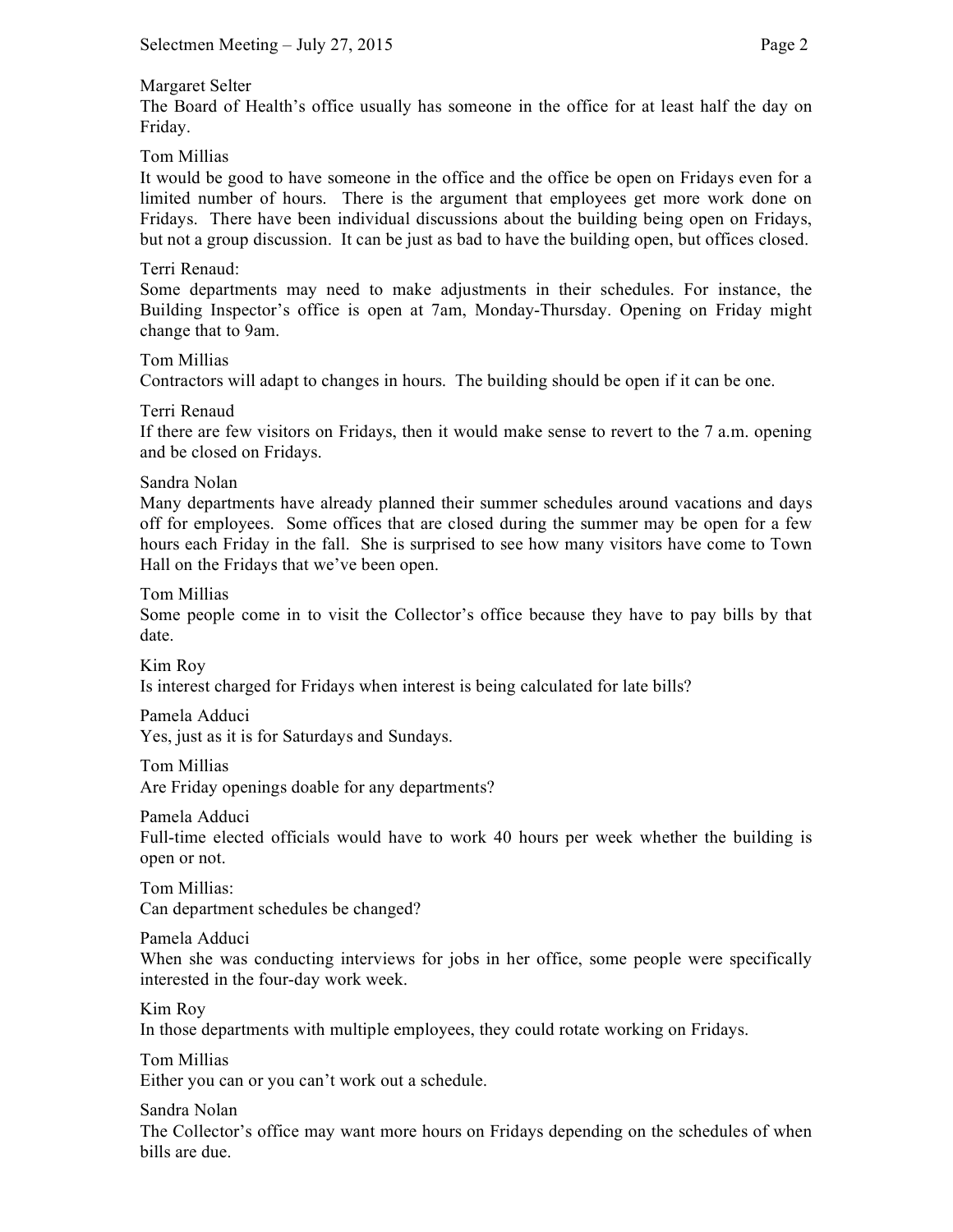Margaret Selter

The Board of Health's office usually has someone in the office for at least half the day on Friday.

Tom Millias

It would be good to have someone in the office and the office be open on Fridays even for a limited number of hours. There is the argument that employees get more work done on Fridays. There have been individual discussions about the building being open on Fridays, but not a group discussion. It can be just as bad to have the building open, but offices closed.

Terri Renaud:

Some departments may need to make adjustments in their schedules. For instance, the Building Inspector's office is open at 7am, Monday-Thursday. Opening on Friday might change that to 9am.

Tom Millias

Contractors will adapt to changes in hours. The building should be open if it can be one.

Terri Renaud

If there are few visitors on Fridays, then it would make sense to revert to the 7 a.m. opening and be closed on Fridays.

Sandra Nolan

Many departments have already planned their summer schedules around vacations and days off for employees. Some offices that are closed during the summer may be open for a few hours each Friday in the fall. She is surprised to see how many visitors have come to Town Hall on the Fridays that we've been open.

Tom Millias

Some people come in to visit the Collector's office because they have to pay bills by that date.

Kim Roy

Is interest charged for Fridays when interest is being calculated for late bills?

Pamela Adduci

Yes, just as it is for Saturdays and Sundays.

Tom Millias

Are Friday openings doable for any departments?

Pamela Adduci

Full-time elected officials would have to work 40 hours per week whether the building is open or not.

Tom Millias:

Can department schedules be changed?

Pamela Adduci

When she was conducting interviews for jobs in her office, some people were specifically interested in the four-day work week.

Kim Roy

In those departments with multiple employees, they could rotate working on Fridays.

Tom Millias

Either you can or you can't work out a schedule.

Sandra Nolan

The Collector's office may want more hours on Fridays depending on the schedules of when bills are due.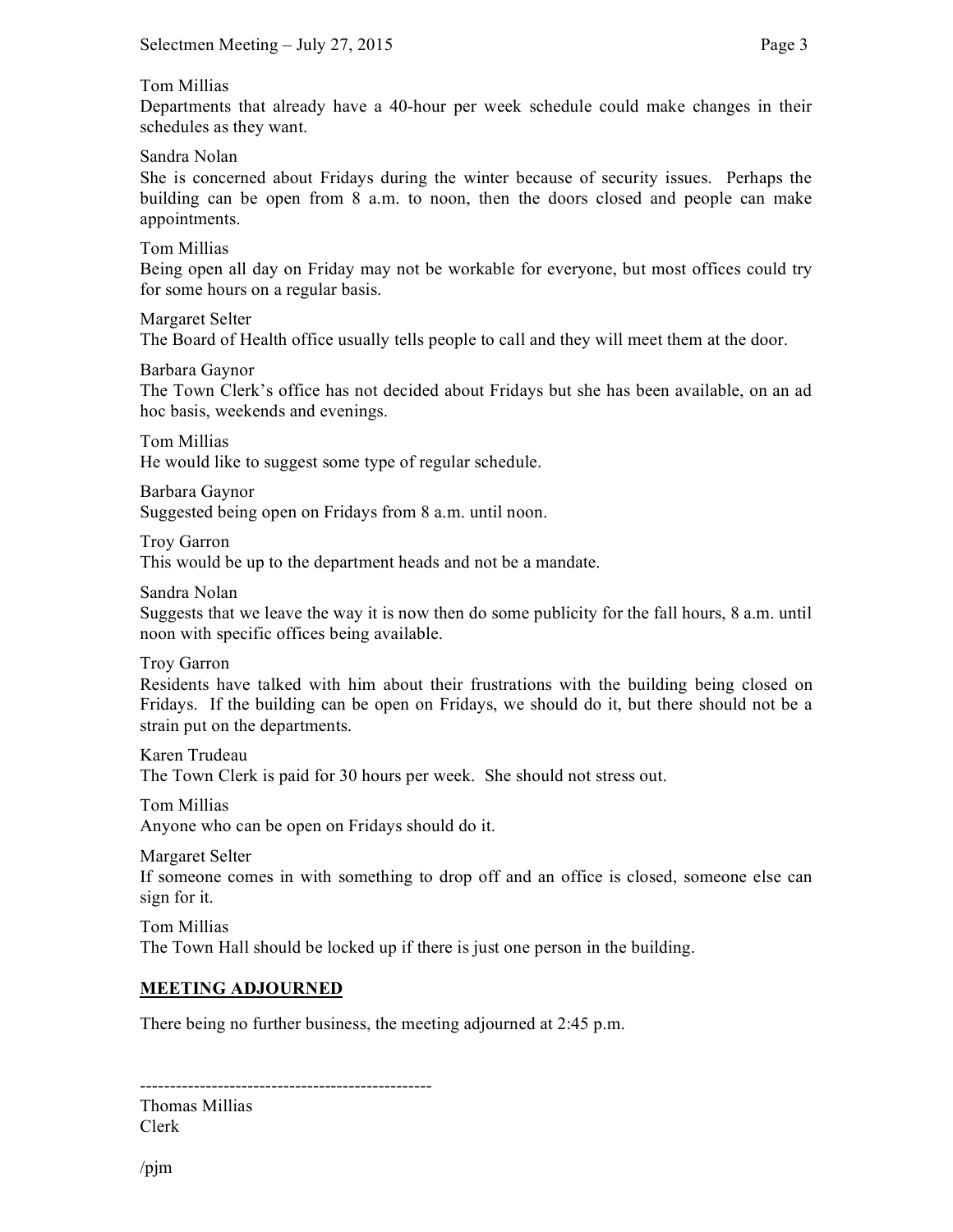Tom Millias
Departments that already have a 40-hour per week schedule could make changes in their schedules as they want.

Sandra Nolan
She is concerned about Fridays during the winter because of security issues. Perhaps the building can be open from 8 a.m. to noon, then the doors closed and people can make appointments.

Tom Millias
Being open all day on Friday may not be workable for everyone, but most offices could try for some hours on a regular basis.

Margaret Selter
The Board of Health office usually tells people to call and they will meet them at the door.

Barbara Gaynor
The Town Clerk's office has not decided about Fridays but she has been available, on an ad hoc basis, weekends and evenings.

Tom Millias
He would like to suggest some type of regular schedule.

Barbara Gaynor
Suggested being open on Fridays from 8 a.m. until noon.

Troy Garron
This would be up to the department heads and not be a mandate.

Sandra Nolan
Suggests that we leave the way it is now then do some publicity for the fall hours, 8 a.m. until noon with specific offices being available.

Troy Garron
Residents have talked with him about their frustrations with the building being closed on Fridays. If the building can be open on Fridays, we should do it, but there should not be a strain put on the departments.

Karen Trudeau
The Town Clerk is paid for 30 hours per week. She should not stress out.

Tom Millias
Anyone who can be open on Fridays should do it.

Margaret Selter
If someone comes in with something to drop off and an office is closed, someone else can sign for it.

Tom Millias
The Town Hall should be locked up if there is just one person in the building.

## **MEETING ADJOURNED**

There being no further business, the meeting adjourned at 2:45 p.m.

-------------------------------------------------
Thomas Millias
Clerk

/pjm